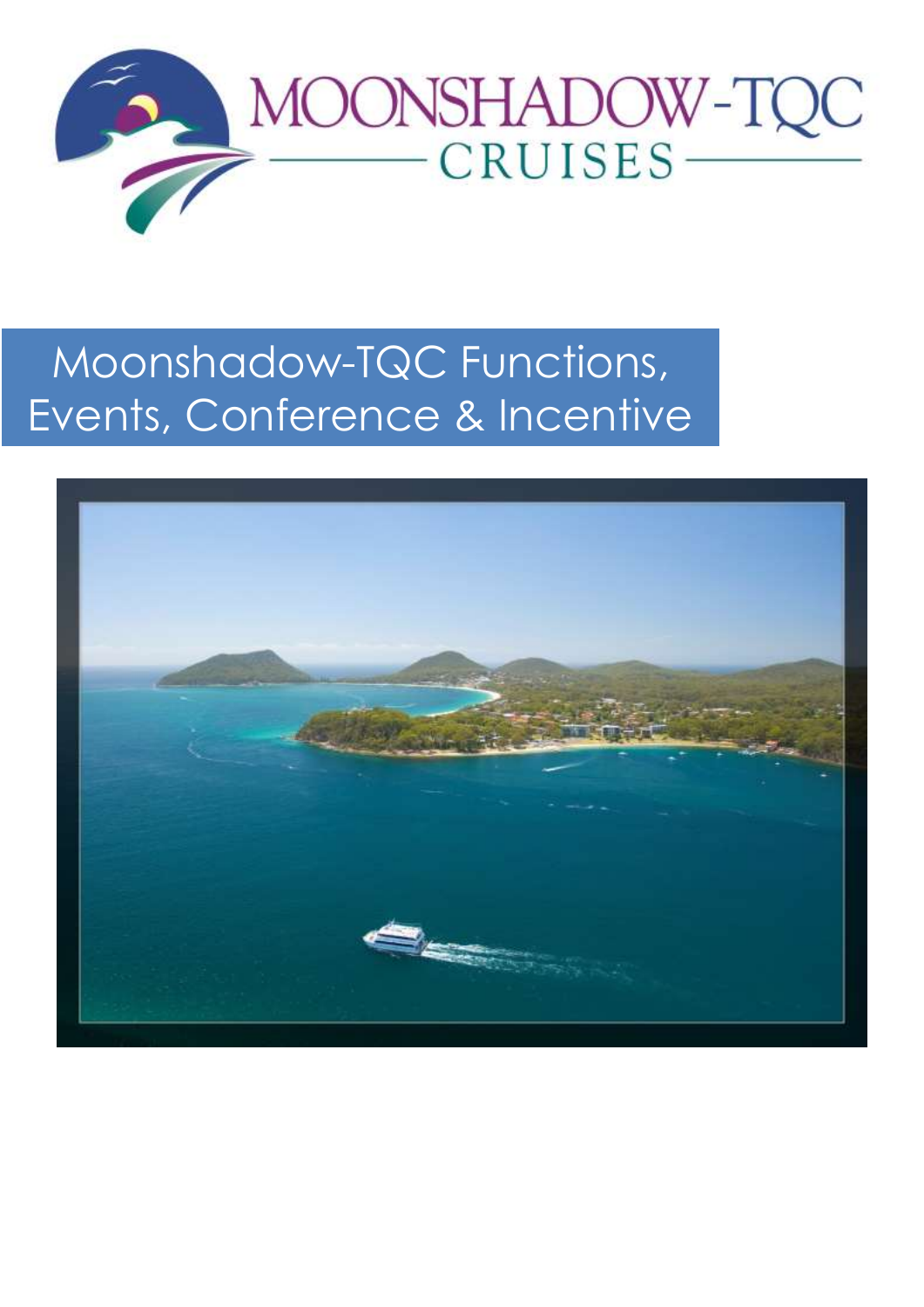MOONSHADOW-TQC

CRUISES

# Moonshadow-TQC Functions, Events, Conference & Incentive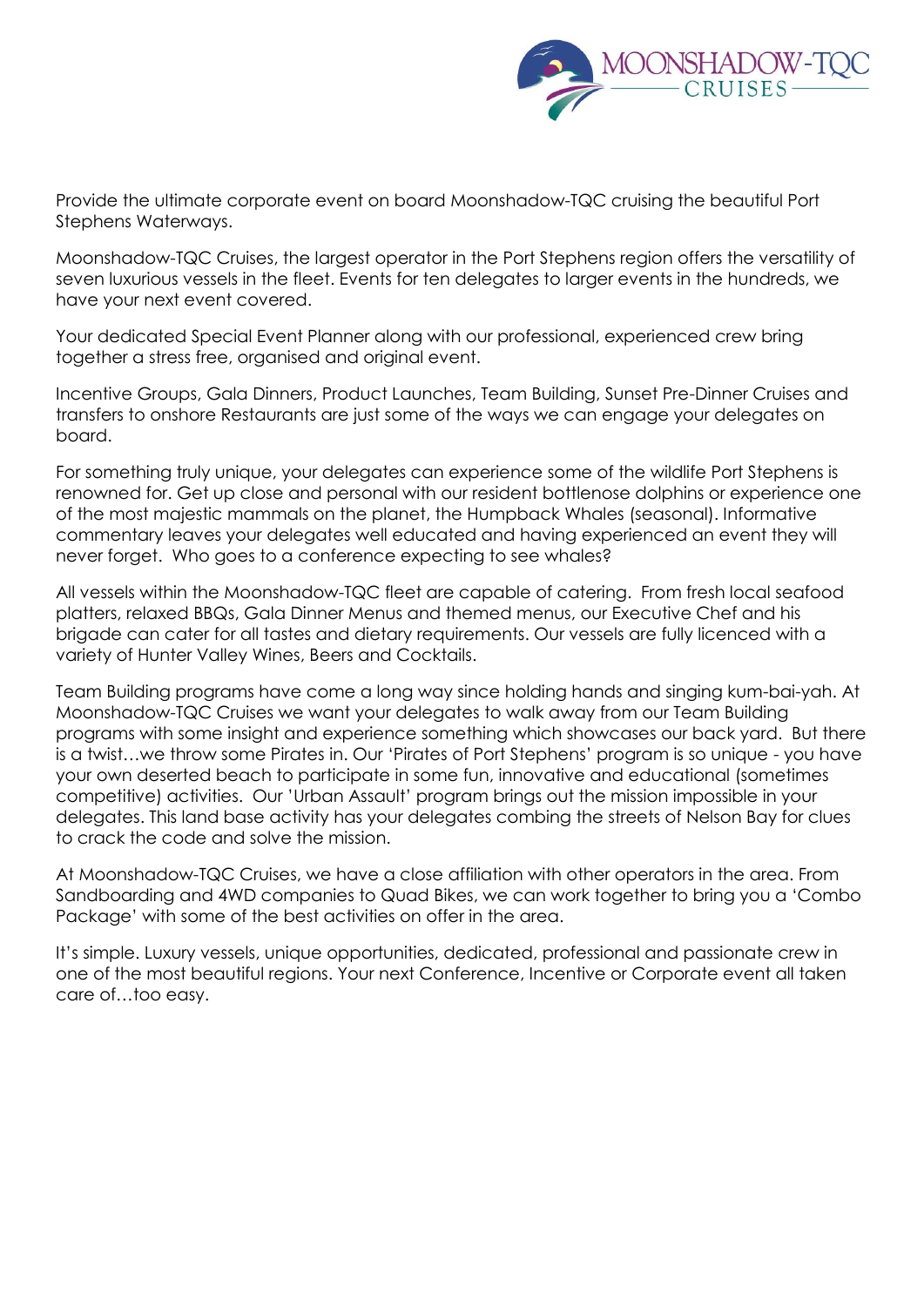Provide the ultimate corporate event on board Moonshadow-TQC cruising the beautiful Port Stephens Waterways.

Moonshadow-TQC Cruises, the largest operator in the Port Stephens region offers the versatility of seven luxurious vessels in the fleet. Events for ten delegates to larger events in the hundreds, we have your next event covered.

Your dedicated Special Event Planner along with our professional, experienced crew bring together a stress free, organised and original event.

Incentive Groups, Gala Dinners, Product Launches, Team Building, Sunset Pre-Dinner Cruises and transfers to onshore Restaurants are just some of the ways we can engage your delegates on board.

For something truly unique, your delegates can experience some of the wildlife Port Stephens is renowned for. Get up close and personal with our resident bottlenose dolphins or experience one of the most majestic mammals on the planet, the Humpback Whales (seasonal). Informative commentary leaves your delegates well educated and having experienced an event they will never forget. Who goes to a conference expecting to see whales?

All vessels within the Moonshadow-TQC fleet are capable of catering. From fresh local seafood platters, relaxed BBQs, Gala Dinner Menus and themed menus, our Executive Chef and his brigade can cater for all tastes and dietary requirements. Our vessels are fully licenced with a variety of Hunter Valley Wines, Beers and Cocktails.

Team Building programs have come a long way since holding hands and singing kum-bai-yah. At Moonshadow-TQC Cruises we want your delegates to walk away from our Team Building programs with some insight and experience something which showcases our back yard. But there is a twist…we throw some Pirates in. Our 'Pirates of Port Stephens' program is so unique - you have your own deserted beach to participate in some fun, innovative and educational (sometimes competitive) activities. Our 'Urban Assault' program brings out the mission impossible in your delegates. This land base activity has your delegates combing the streets of Nelson Bay for clues to crack the code and solve the mission.

At Moonshadow-TQC Cruises, we have a close affiliation with other operators in the area. From Sandboarding and 4WD companies to Quad Bikes, we can work together to bring you a 'Combo Package' with some of the best activities on offer in the area.

It's simple. Luxury vessels, unique opportunities, dedicated, professional and passionate crew in one of the most beautiful regions. Your next Conference, Incentive or Corporate event all taken care of…too easy.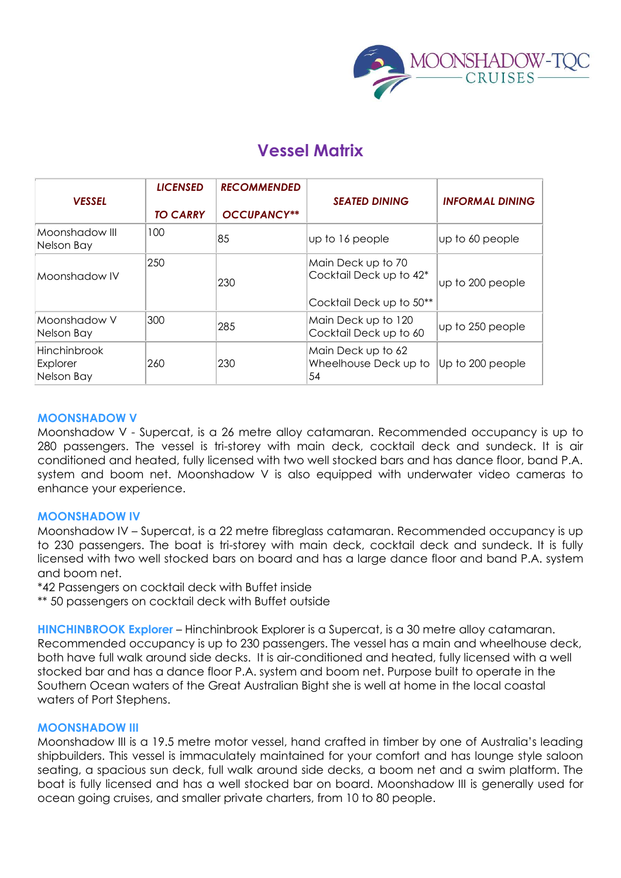# Vessel Matrix

| VESSEL | LICENSED TO CARRY | RECOMMENDED OCCUPANCY** | SEATED DINING | INFORMAL DINING |
|---|---|---|---|---|
| Moonshadow III Nelson Bay | 100 | 85 | up to 16 people | up to 60 people |
| Moonshadow IV | 250 | 230 | Main Deck up to 70<br>Cocktail Deck up to 42*<br>Cocktail Deck up to 50** | up to 200 people |
| Moonshadow V Nelson Bay | 300 | 285 | Main Deck up to 120<br>Cocktail Deck up to 60 | up to 250 people |
| Hinchinbrook Explorer Nelson Bay | 260 | 230 | Main Deck up to 62<br>Wheelhouse Deck up to 54 | Up to 200 people |

## MOONSHADOW V

Moonshadow V - Supercat, is a 26 metre alloy catamaran. Recommended occupancy is up to 280 passengers. The vessel is tri-storey with main deck, cocktail deck and sundeck. It is air conditioned and heated, fully licensed with two well stocked bars and has dance floor, band P.A. system and boom net. Moonshadow V is also equipped with underwater video cameras to enhance your experience.

## MOONSHADOW IV

Moonshadow IV – Supercat, is a 22 metre fibreglass catamaran. Recommended occupancy is up to 230 passengers. The boat is tri-storey with main deck, cocktail deck and sundeck. It is fully licensed with two well stocked bars on board and has a large dance floor and band P.A. system and boom net.

*42 Passengers on cocktail deck with Buffet inside

** 50 passengers on cocktail deck with Buffet outside

**HINCHINBROOK Explorer** – Hinchinbrook Explorer is a Supercat, is a 30 metre alloy catamaran. Recommended occupancy is up to 230 passengers. The vessel has a main and wheelhouse deck, both have full walk around side decks. It is air-conditioned and heated, fully licensed with a well stocked bar and has a dance floor P.A. system and boom net. Purpose built to operate in the Southern Ocean waters of the Great Australian Bight she is well at home in the local coastal waters of Port Stephens.

## MOONSHADOW III

Moonshadow III is a 19.5 metre motor vessel, hand crafted in timber by one of Australia's leading shipbuilders. This vessel is immaculately maintained for your comfort and has lounge style saloon seating, a spacious sun deck, full walk around side decks, a boom net and a swim platform. The boat is fully licensed and has a well stocked bar on board. Moonshadow III is generally used for ocean going cruises, and smaller private charters, from 10 to 80 people.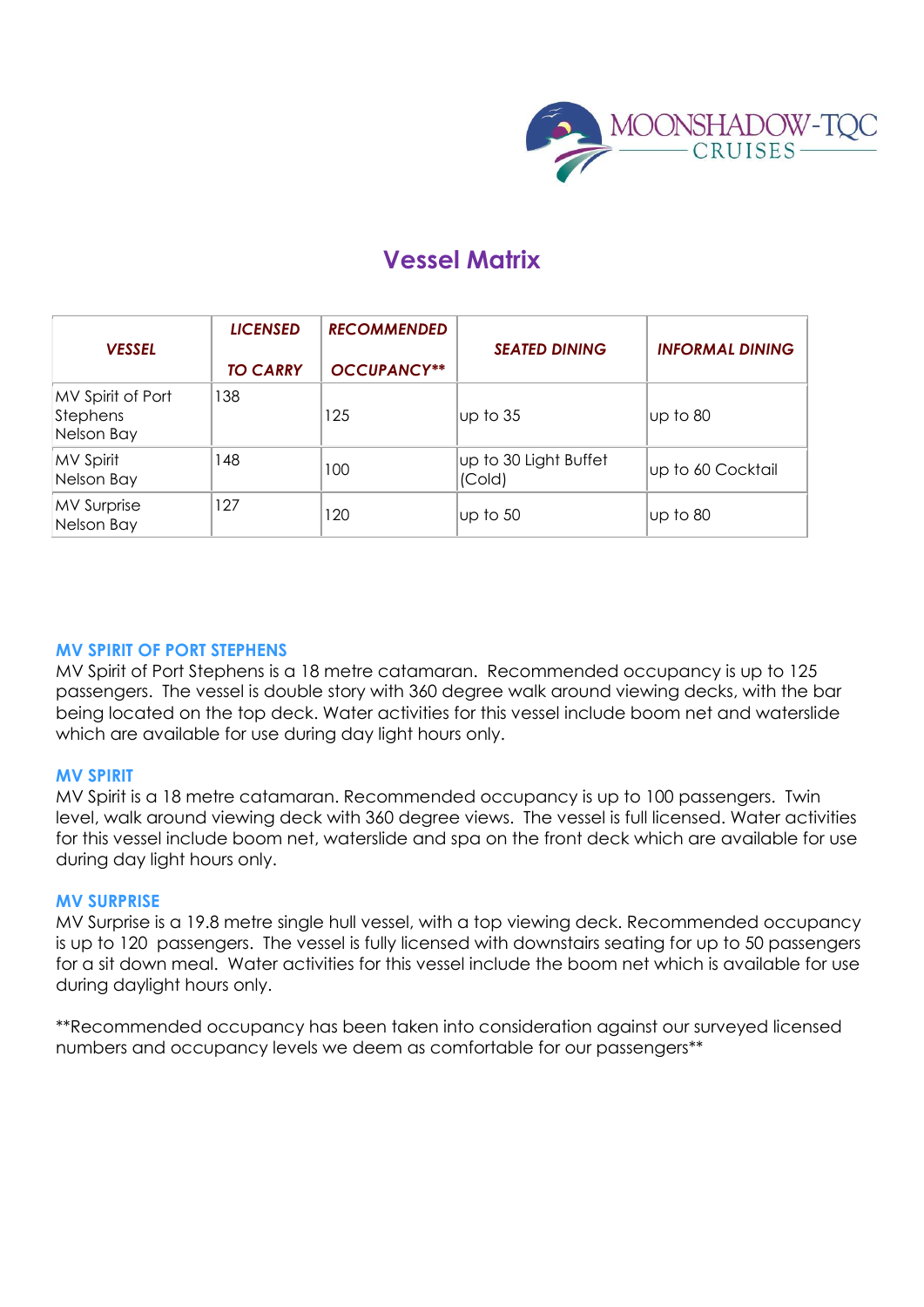MOONSHADOW-TQC CRUISES

# Vessel Matrix

| *VESSEL* | *LICENSED TO CARRY* | *RECOMMENDED OCCUPANCY*** | *SEATED DINING* | *INFORMAL DINING* |
|---|---|---|---|---|
| MV Spirit of Port Stephens Nelson Bay | 138 | 125 | up to 35 | up to 80 |
| MV Spirit Nelson Bay | 148 | 100 | up to 30 Light Buffet (Cold) | up to 60 Cocktail |
| MV Surprise Nelson Bay | 127 | 120 | up to 50 | up to 80 |

### MV SPIRIT OF PORT STEPHENS

MV Spirit of Port Stephens is a 18 metre catamaran. Recommended occupancy is up to 125 passengers. The vessel is double story with 360 degree walk around viewing decks, with the bar being located on the top deck. Water activities for this vessel include boom net and waterslide which are available for use during day light hours only.

### MV SPIRIT

MV Spirit is a 18 metre catamaran. Recommended occupancy is up to 100 passengers. Twin level, walk around viewing deck with 360 degree views. The vessel is full licensed. Water activities for this vessel include boom net, waterslide and spa on the front deck which are available for use during day light hours only.

### MV SURPRISE

MV Surprise is a 19.8 metre single hull vessel, with a top viewing deck. Recommended occupancy is up to 120 passengers. The vessel is fully licensed with downstairs seating for up to 50 passengers for a sit down meal. Water activities for this vessel include the boom net which is available for use during daylight hours only.

**Recommended occupancy has been taken into consideration against our surveyed licensed numbers and occupancy levels we deem as comfortable for our passengers**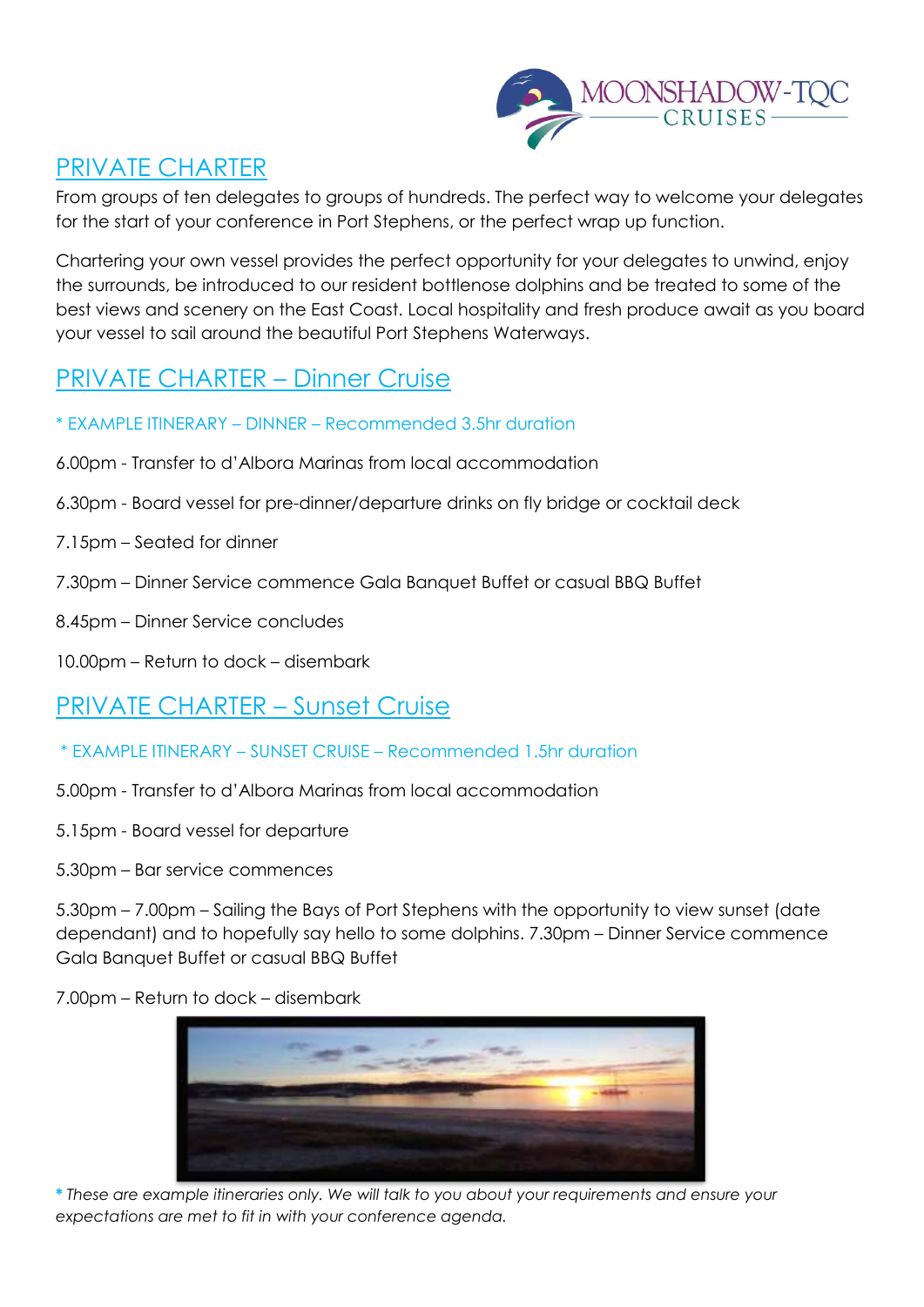# PRIVATE CHARTER

From groups of ten delegates to groups of hundreds. The perfect way to welcome your delegates for the start of your conference in Port Stephens, or the perfect wrap up function.

Chartering your own vessel provides the perfect opportunity for your delegates to unwind, enjoy the surrounds, be introduced to our resident bottlenose dolphins and be treated to some of the best views and scenery on the East Coast. Local hospitality and fresh produce await as you board your vessel to sail around the beautiful Port Stephens Waterways.

## PRIVATE CHARTER – Dinner Cruise

* EXAMPLE ITINERARY – DINNER – Recommended 3.5hr duration

6.00pm - Transfer to d'Albora Marinas from local accommodation

6.30pm - Board vessel for pre-dinner/departure drinks on fly bridge or cocktail deck

7.15pm – Seated for dinner

7.30pm – Dinner Service commence Gala Banquet Buffet or casual BBQ Buffet

8.45pm – Dinner Service concludes

10.00pm – Return to dock – disembark

## PRIVATE CHARTER – Sunset Cruise

* EXAMPLE ITINERARY – SUNSET CRUISE – Recommended 1.5hr duration

5.00pm - Transfer to d'Albora Marinas from local accommodation

5.15pm - Board vessel for departure

5.30pm – Bar service commences

5.30pm – 7.00pm – Sailing the Bays of Port Stephens with the opportunity to view sunset (date dependant) and to hopefully say hello to some dolphins. 7.30pm – Dinner Service commence Gala Banquet Buffet or casual BBQ Buffet

7.00pm – Return to dock – disembark

*\* These are example itineraries only. We will talk to you about your requirements and ensure your expectations are met to fit in with your conference agenda.*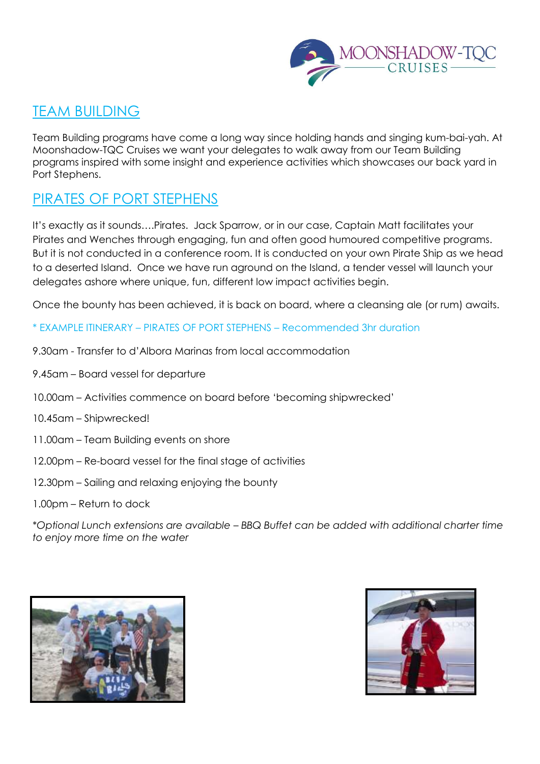# TEAM BUILDING

Team Building programs have come a long way since holding hands and singing kum-bai-yah. At Moonshadow-TQC Cruises we want your delegates to walk away from our Team Building programs inspired with some insight and experience activities which showcases our back yard in Port Stephens.

# PIRATES OF PORT STEPHENS

It's exactly as it sounds….Pirates. Jack Sparrow, or in our case, Captain Matt facilitates your Pirates and Wenches through engaging, fun and often good humoured competitive programs. But it is not conducted in a conference room. It is conducted on your own Pirate Ship as we head to a deserted Island. Once we have run aground on the Island, a tender vessel will launch your delegates ashore where unique, fun, different low impact activities begin.

Once the bounty has been achieved, it is back on board, where a cleansing ale (or rum) awaits.

* EXAMPLE ITINERARY – PIRATES OF PORT STEPHENS – Recommended 3hr duration

9.30am - Transfer to d'Albora Marinas from local accommodation

9.45am – Board vessel for departure

10.00am – Activities commence on board before 'becoming shipwrecked'

10.45am – Shipwrecked!

11.00am – Team Building events on shore

12.00pm – Re-board vessel for the final stage of activities

12.30pm – Sailing and relaxing enjoying the bounty

1.00pm – Return to dock

*\*Optional Lunch extensions are available – BBQ Buffet can be added with additional charter time to enjoy more time on the water*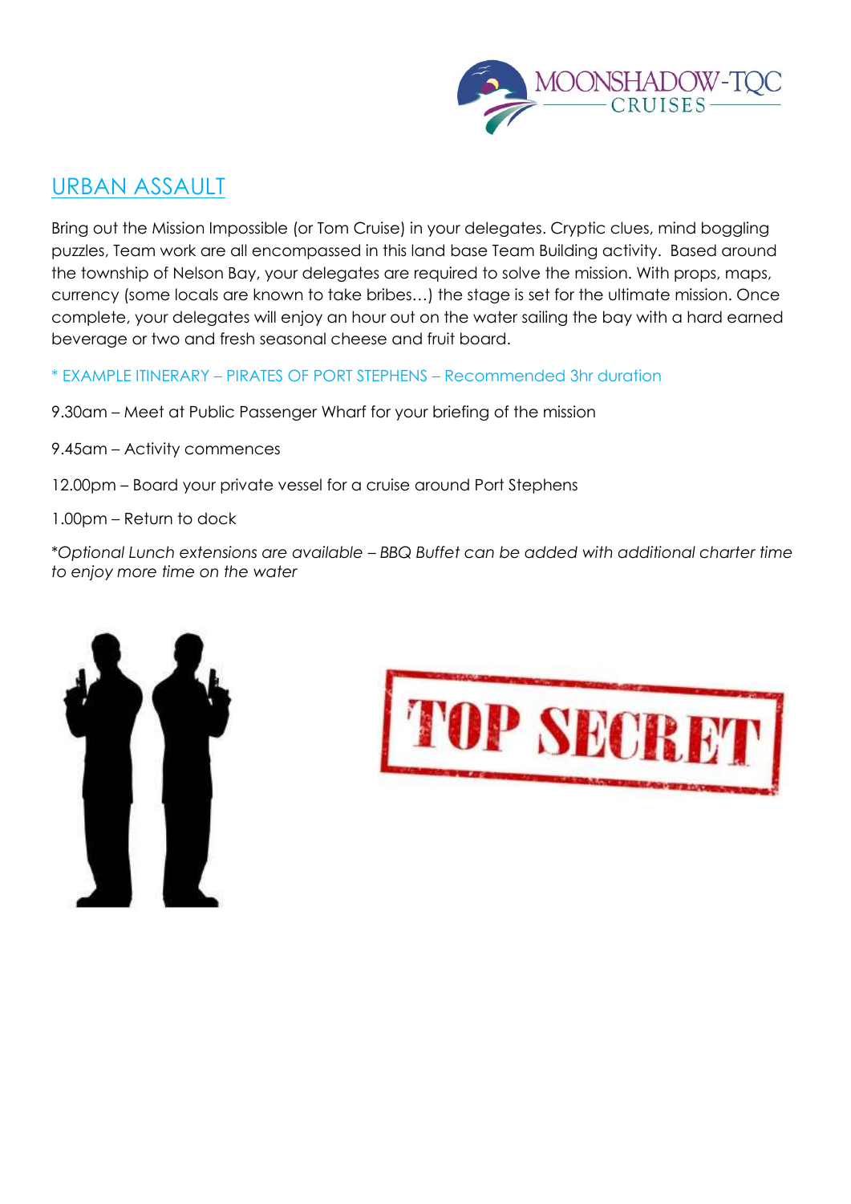## URBAN ASSAULT

Bring out the Mission Impossible (or Tom Cruise) in your delegates. Cryptic clues, mind boggling puzzles, Team work are all encompassed in this land base Team Building activity. Based around the township of Nelson Bay, your delegates are required to solve the mission. With props, maps, currency (some locals are known to take bribes…) the stage is set for the ultimate mission. Once complete, your delegates will enjoy an hour out on the water sailing the bay with a hard earned beverage or two and fresh seasonal cheese and fruit board.

* EXAMPLE ITINERARY – PIRATES OF PORT STEPHENS – Recommended 3hr duration

9.30am – Meet at Public Passenger Wharf for your briefing of the mission

9.45am – Activity commences

12.00pm – Board your private vessel for a cruise around Port Stephens

1.00pm – Return to dock

**Optional Lunch extensions are available – BBQ Buffet can be added with additional charter time to enjoy more time on the water*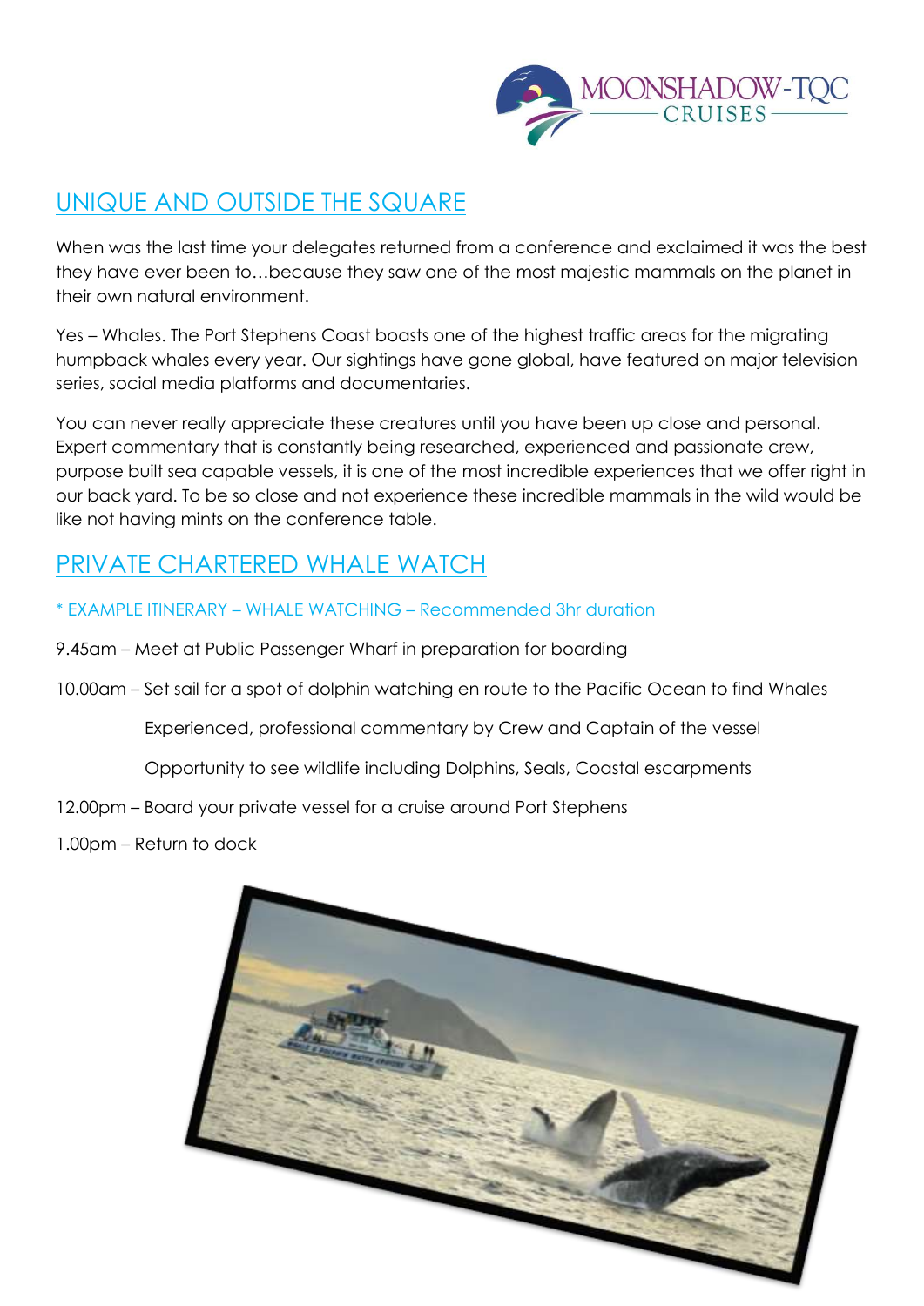## UNIQUE AND OUTSIDE THE SQUARE

When was the last time your delegates returned from a conference and exclaimed it was the best they have ever been to…because they saw one of the most majestic mammals on the planet in their own natural environment.

Yes – Whales. The Port Stephens Coast boasts one of the highest traffic areas for the migrating humpback whales every year. Our sightings have gone global, have featured on major television series, social media platforms and documentaries.

You can never really appreciate these creatures until you have been up close and personal. Expert commentary that is constantly being researched, experienced and passionate crew, purpose built sea capable vessels, it is one of the most incredible experiences that we offer right in our back yard. To be so close and not experience these incredible mammals in the wild would be like not having mints on the conference table.

## PRIVATE CHARTERED WHALE WATCH

* EXAMPLE ITINERARY – WHALE WATCHING – Recommended 3hr duration

9.45am – Meet at Public Passenger Wharf in preparation for boarding

10.00am – Set sail for a spot of dolphin watching en route to the Pacific Ocean to find Whales

Experienced, professional commentary by Crew and Captain of the vessel

Opportunity to see wildlife including Dolphins, Seals, Coastal escarpments

12.00pm – Board your private vessel for a cruise around Port Stephens

1.00pm – Return to dock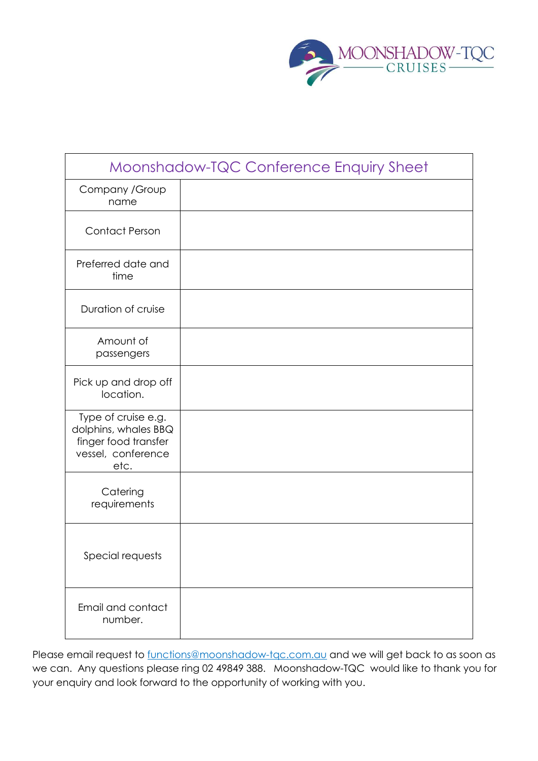MOONSHADOW-TQC
CRUISES

| Moonshadow-TQC Conference Enquiry Sheet | |
|---|---|
| Company /Group name | |
| Contact Person | |
| Preferred date and time | |
| Duration of cruise | |
| Amount of passengers | |
| Pick up and drop off location. | |
| Type of cruise e.g. dolphins, whales BBQ finger food transfer vessel, conference etc. | |
| Catering requirements | |
| Special requests | |
| Email and contact number. | |

Please email request to functions@moonshadow-tqc.com.au and we will get back to as soon as we can. Any questions please ring 02 49849 388. Moonshadow-TQC would like to thank you for your enquiry and look forward to the opportunity of working with you.